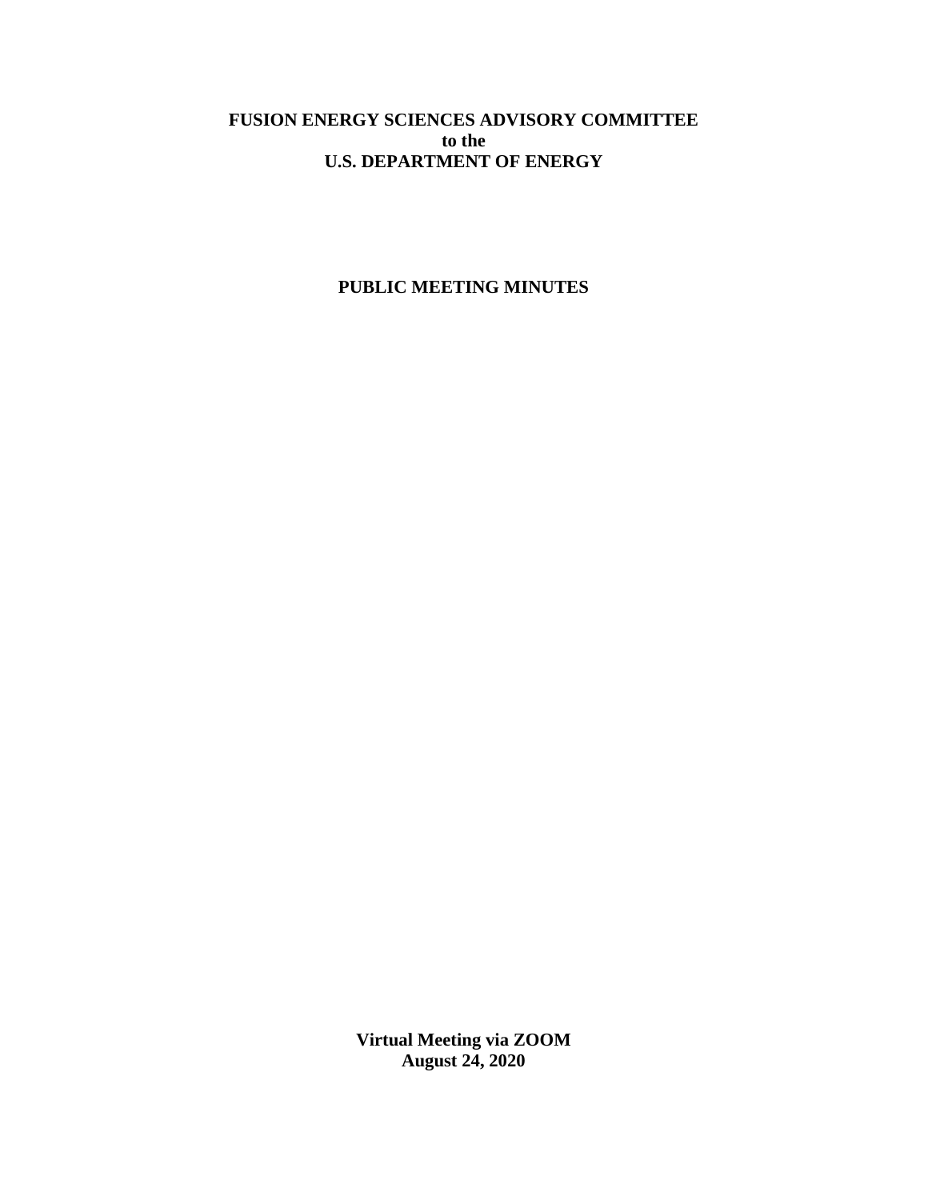**FUSION ENERGY SCIENCES ADVISORY COMMITTEE**
**to the**
**U.S. DEPARTMENT OF ENERGY**

**PUBLIC MEETING MINUTES**

**Virtual Meeting via ZOOM**
**August 24, 2020**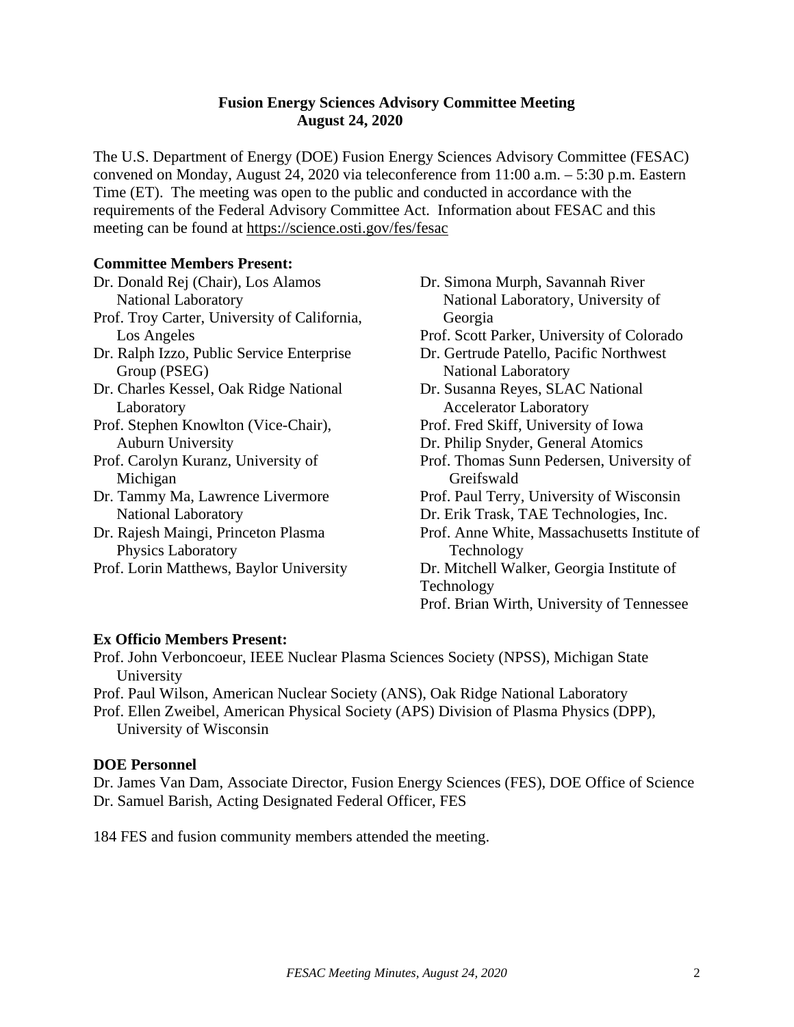**Fusion Energy Sciences Advisory Committee Meeting**
**August 24, 2020**

The U.S. Department of Energy (DOE) Fusion Energy Sciences Advisory Committee (FESAC) convened on Monday, August 24, 2020 via teleconference from 11:00 a.m. – 5:30 p.m. Eastern Time (ET). The meeting was open to the public and conducted in accordance with the requirements of the Federal Advisory Committee Act. Information about FESAC and this meeting can be found at https://science.osti.gov/fes/fesac

**Committee Members Present:**

Dr. Donald Rej (Chair), Los Alamos National Laboratory
Prof. Troy Carter, University of California, Los Angeles
Dr. Ralph Izzo, Public Service Enterprise Group (PSEG)
Dr. Charles Kessel, Oak Ridge National Laboratory
Prof. Stephen Knowlton (Vice-Chair), Auburn University
Prof. Carolyn Kuranz, University of Michigan
Dr. Tammy Ma, Lawrence Livermore National Laboratory
Dr. Rajesh Maingi, Princeton Plasma Physics Laboratory
Prof. Lorin Matthews, Baylor University
Dr. Simona Murph, Savannah River National Laboratory, University of Georgia
Prof. Scott Parker, University of Colorado
Dr. Gertrude Patello, Pacific Northwest National Laboratory
Dr. Susanna Reyes, SLAC National Accelerator Laboratory
Prof. Fred Skiff, University of Iowa
Dr. Philip Snyder, General Atomics
Prof. Thomas Sunn Pedersen, University of Greifswald
Prof. Paul Terry, University of Wisconsin
Dr. Erik Trask, TAE Technologies, Inc.
Prof. Anne White, Massachusetts Institute of Technology
Dr. Mitchell Walker, Georgia Institute of Technology
Prof. Brian Wirth, University of Tennessee

**Ex Officio Members Present:**

Prof. John Verboncoeur, IEEE Nuclear Plasma Sciences Society (NPSS), Michigan State University
Prof. Paul Wilson, American Nuclear Society (ANS), Oak Ridge National Laboratory
Prof. Ellen Zweibel, American Physical Society (APS) Division of Plasma Physics (DPP), University of Wisconsin

**DOE Personnel**

Dr. James Van Dam, Associate Director, Fusion Energy Sciences (FES), DOE Office of Science
Dr. Samuel Barish, Acting Designated Federal Officer, FES

184 FES and fusion community members attended the meeting.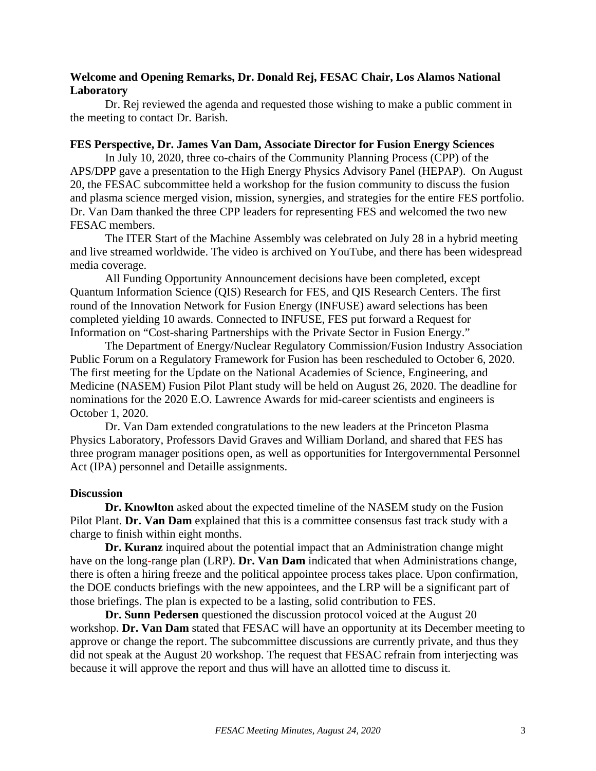**Welcome and Opening Remarks, Dr. Donald Rej, FESAC Chair, Los Alamos National Laboratory**

Dr. Rej reviewed the agenda and requested those wishing to make a public comment in the meeting to contact Dr. Barish.

**FES Perspective, Dr. James Van Dam, Associate Director for Fusion Energy Sciences**

In July 10, 2020, three co-chairs of the Community Planning Process (CPP) of the APS/DPP gave a presentation to the High Energy Physics Advisory Panel (HEPAP). On August 20, the FESAC subcommittee held a workshop for the fusion community to discuss the fusion and plasma science merged vision, mission, synergies, and strategies for the entire FES portfolio. Dr. Van Dam thanked the three CPP leaders for representing FES and welcomed the two new FESAC members.

The ITER Start of the Machine Assembly was celebrated on July 28 in a hybrid meeting and live streamed worldwide. The video is archived on YouTube, and there has been widespread media coverage.

All Funding Opportunity Announcement decisions have been completed, except Quantum Information Science (QIS) Research for FES, and QIS Research Centers. The first round of the Innovation Network for Fusion Energy (INFUSE) award selections has been completed yielding 10 awards. Connected to INFUSE, FES put forward a Request for Information on "Cost-sharing Partnerships with the Private Sector in Fusion Energy."

The Department of Energy/Nuclear Regulatory Commission/Fusion Industry Association Public Forum on a Regulatory Framework for Fusion has been rescheduled to October 6, 2020. The first meeting for the Update on the National Academies of Science, Engineering, and Medicine (NASEM) Fusion Pilot Plant study will be held on August 26, 2020. The deadline for nominations for the 2020 E.O. Lawrence Awards for mid-career scientists and engineers is October 1, 2020.

Dr. Van Dam extended congratulations to the new leaders at the Princeton Plasma Physics Laboratory, Professors David Graves and William Dorland, and shared that FES has three program manager positions open, as well as opportunities for Intergovernmental Personnel Act (IPA) personnel and Detaille assignments.

**Discussion**

**Dr. Knowlton** asked about the expected timeline of the NASEM study on the Fusion Pilot Plant. **Dr. Van Dam** explained that this is a committee consensus fast track study with a charge to finish within eight months.

**Dr. Kuranz** inquired about the potential impact that an Administration change might have on the long-range plan (LRP). **Dr. Van Dam** indicated that when Administrations change, there is often a hiring freeze and the political appointee process takes place. Upon confirmation, the DOE conducts briefings with the new appointees, and the LRP will be a significant part of those briefings. The plan is expected to be a lasting, solid contribution to FES.

**Dr. Sunn Pedersen** questioned the discussion protocol voiced at the August 20 workshop. **Dr. Van Dam** stated that FESAC will have an opportunity at its December meeting to approve or change the report. The subcommittee discussions are currently private, and thus they did not speak at the August 20 workshop. The request that FESAC refrain from interjecting was because it will approve the report and thus will have an allotted time to discuss it.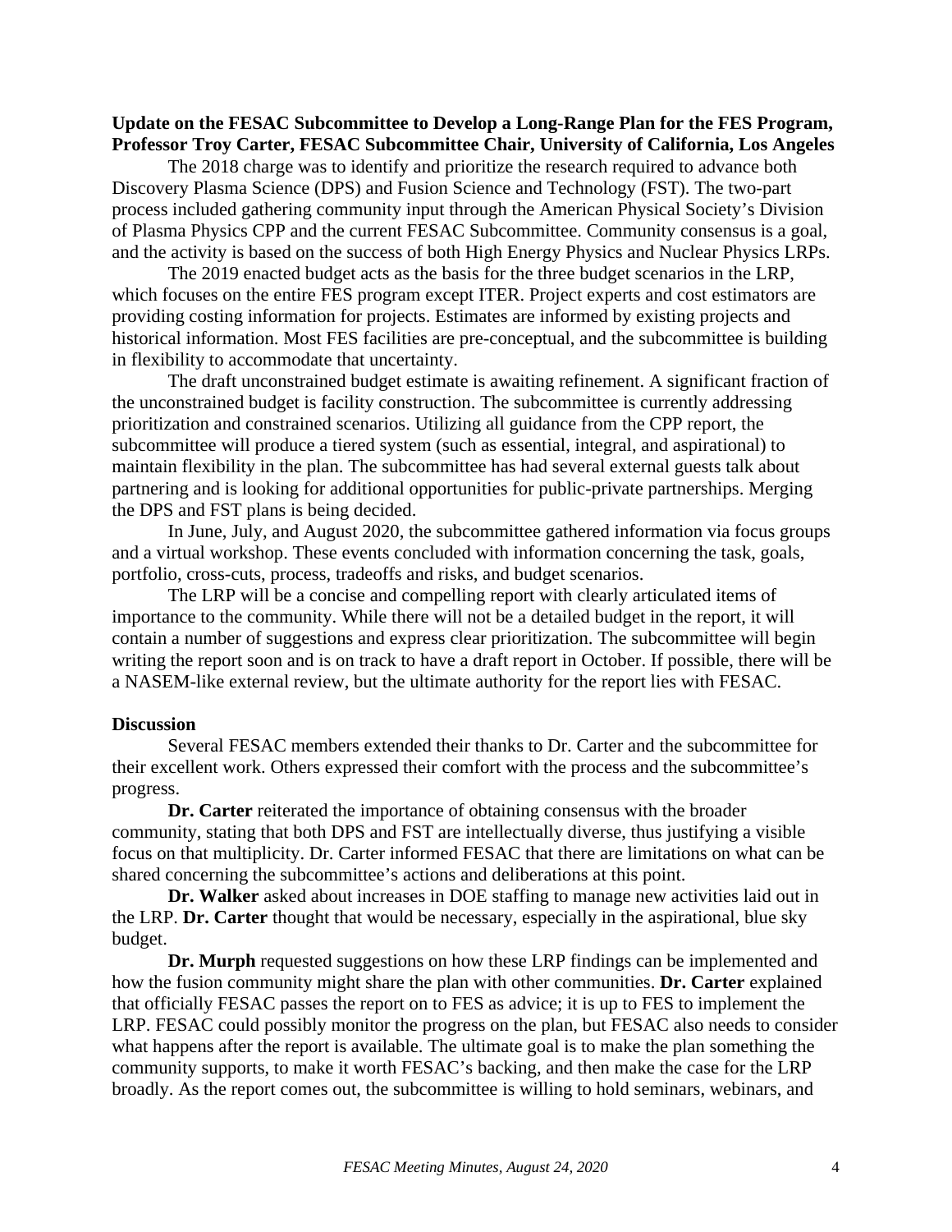**Update on the FESAC Subcommittee to Develop a Long-Range Plan for the FES Program, Professor Troy Carter, FESAC Subcommittee Chair, University of California, Los Angeles**

The 2018 charge was to identify and prioritize the research required to advance both Discovery Plasma Science (DPS) and Fusion Science and Technology (FST). The two-part process included gathering community input through the American Physical Society's Division of Plasma Physics CPP and the current FESAC Subcommittee. Community consensus is a goal, and the activity is based on the success of both High Energy Physics and Nuclear Physics LRPs.

The 2019 enacted budget acts as the basis for the three budget scenarios in the LRP, which focuses on the entire FES program except ITER. Project experts and cost estimators are providing costing information for projects. Estimates are informed by existing projects and historical information. Most FES facilities are pre-conceptual, and the subcommittee is building in flexibility to accommodate that uncertainty.

The draft unconstrained budget estimate is awaiting refinement. A significant fraction of the unconstrained budget is facility construction. The subcommittee is currently addressing prioritization and constrained scenarios. Utilizing all guidance from the CPP report, the subcommittee will produce a tiered system (such as essential, integral, and aspirational) to maintain flexibility in the plan. The subcommittee has had several external guests talk about partnering and is looking for additional opportunities for public-private partnerships. Merging the DPS and FST plans is being decided.

In June, July, and August 2020, the subcommittee gathered information via focus groups and a virtual workshop. These events concluded with information concerning the task, goals, portfolio, cross-cuts, process, tradeoffs and risks, and budget scenarios.

The LRP will be a concise and compelling report with clearly articulated items of importance to the community. While there will not be a detailed budget in the report, it will contain a number of suggestions and express clear prioritization. The subcommittee will begin writing the report soon and is on track to have a draft report in October. If possible, there will be a NASEM-like external review, but the ultimate authority for the report lies with FESAC.

**Discussion**

Several FESAC members extended their thanks to Dr. Carter and the subcommittee for their excellent work. Others expressed their comfort with the process and the subcommittee's progress.

**Dr. Carter** reiterated the importance of obtaining consensus with the broader community, stating that both DPS and FST are intellectually diverse, thus justifying a visible focus on that multiplicity. Dr. Carter informed FESAC that there are limitations on what can be shared concerning the subcommittee's actions and deliberations at this point.

**Dr. Walker** asked about increases in DOE staffing to manage new activities laid out in the LRP. **Dr. Carter** thought that would be necessary, especially in the aspirational, blue sky budget.

**Dr. Murph** requested suggestions on how these LRP findings can be implemented and how the fusion community might share the plan with other communities. **Dr. Carter** explained that officially FESAC passes the report on to FES as advice; it is up to FES to implement the LRP. FESAC could possibly monitor the progress on the plan, but FESAC also needs to consider what happens after the report is available. The ultimate goal is to make the plan something the community supports, to make it worth FESAC's backing, and then make the case for the LRP broadly. As the report comes out, the subcommittee is willing to hold seminars, webinars, and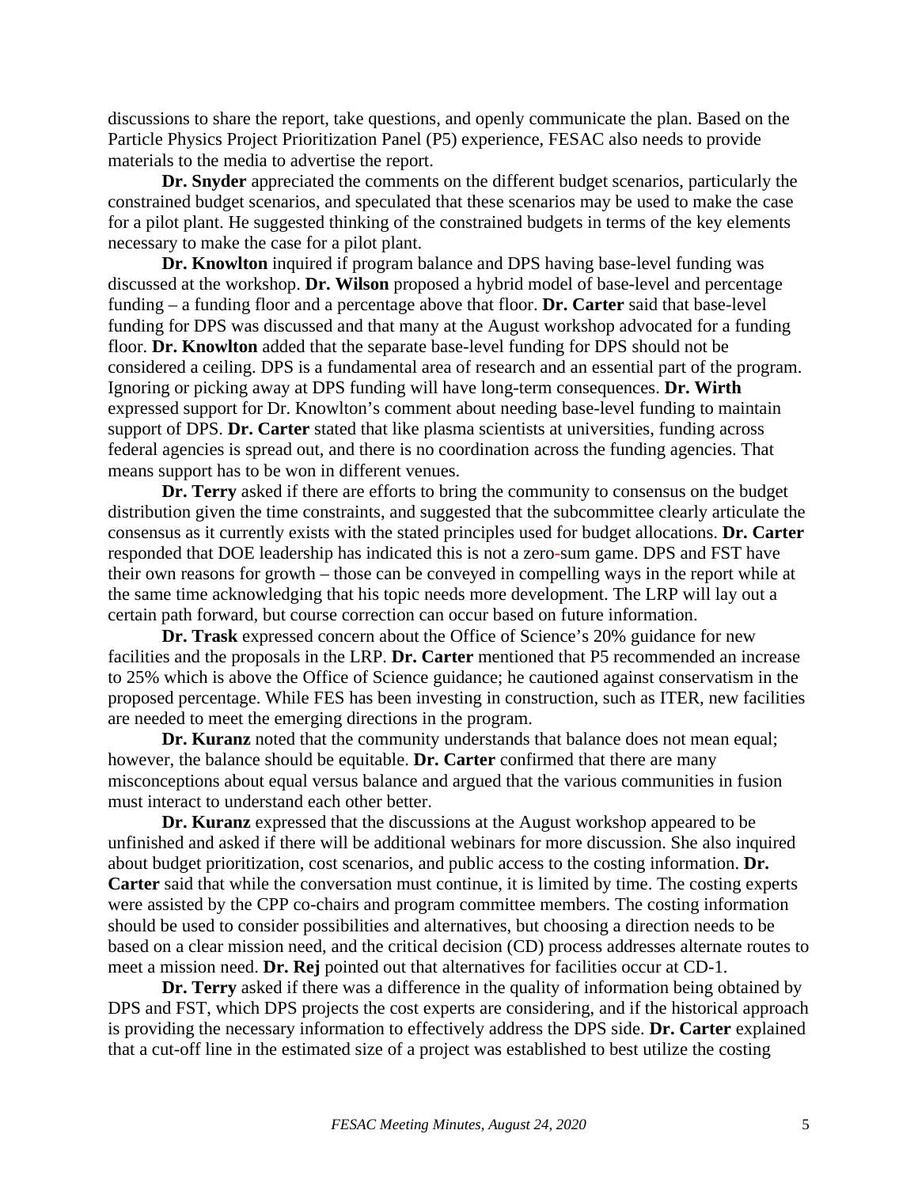discussions to share the report, take questions, and openly communicate the plan. Based on the Particle Physics Project Prioritization Panel (P5) experience, FESAC also needs to provide materials to the media to advertise the report.

**Dr. Snyder** appreciated the comments on the different budget scenarios, particularly the constrained budget scenarios, and speculated that these scenarios may be used to make the case for a pilot plant. He suggested thinking of the constrained budgets in terms of the key elements necessary to make the case for a pilot plant.

**Dr. Knowlton** inquired if program balance and DPS having base-level funding was discussed at the workshop. **Dr. Wilson** proposed a hybrid model of base-level and percentage funding – a funding floor and a percentage above that floor. **Dr. Carter** said that base-level funding for DPS was discussed and that many at the August workshop advocated for a funding floor. **Dr. Knowlton** added that the separate base-level funding for DPS should not be considered a ceiling. DPS is a fundamental area of research and an essential part of the program. Ignoring or picking away at DPS funding will have long-term consequences. **Dr. Wirth** expressed support for Dr. Knowlton's comment about needing base-level funding to maintain support of DPS. **Dr. Carter** stated that like plasma scientists at universities, funding across federal agencies is spread out, and there is no coordination across the funding agencies. That means support has to be won in different venues.

**Dr. Terry** asked if there are efforts to bring the community to consensus on the budget distribution given the time constraints, and suggested that the subcommittee clearly articulate the consensus as it currently exists with the stated principles used for budget allocations. **Dr. Carter** responded that DOE leadership has indicated this is not a zero-sum game. DPS and FST have their own reasons for growth – those can be conveyed in compelling ways in the report while at the same time acknowledging that his topic needs more development. The LRP will lay out a certain path forward, but course correction can occur based on future information.

**Dr. Trask** expressed concern about the Office of Science's 20% guidance for new facilities and the proposals in the LRP. **Dr. Carter** mentioned that P5 recommended an increase to 25% which is above the Office of Science guidance; he cautioned against conservatism in the proposed percentage. While FES has been investing in construction, such as ITER, new facilities are needed to meet the emerging directions in the program.

**Dr. Kuranz** noted that the community understands that balance does not mean equal; however, the balance should be equitable. **Dr. Carter** confirmed that there are many misconceptions about equal versus balance and argued that the various communities in fusion must interact to understand each other better.

**Dr. Kuranz** expressed that the discussions at the August workshop appeared to be unfinished and asked if there will be additional webinars for more discussion. She also inquired about budget prioritization, cost scenarios, and public access to the costing information. **Dr. Carter** said that while the conversation must continue, it is limited by time. The costing experts were assisted by the CPP co-chairs and program committee members. The costing information should be used to consider possibilities and alternatives, but choosing a direction needs to be based on a clear mission need, and the critical decision (CD) process addresses alternate routes to meet a mission need. **Dr. Rej** pointed out that alternatives for facilities occur at CD-1.

**Dr. Terry** asked if there was a difference in the quality of information being obtained by DPS and FST, which DPS projects the cost experts are considering, and if the historical approach is providing the necessary information to effectively address the DPS side. **Dr. Carter** explained that a cut-off line in the estimated size of a project was established to best utilize the costing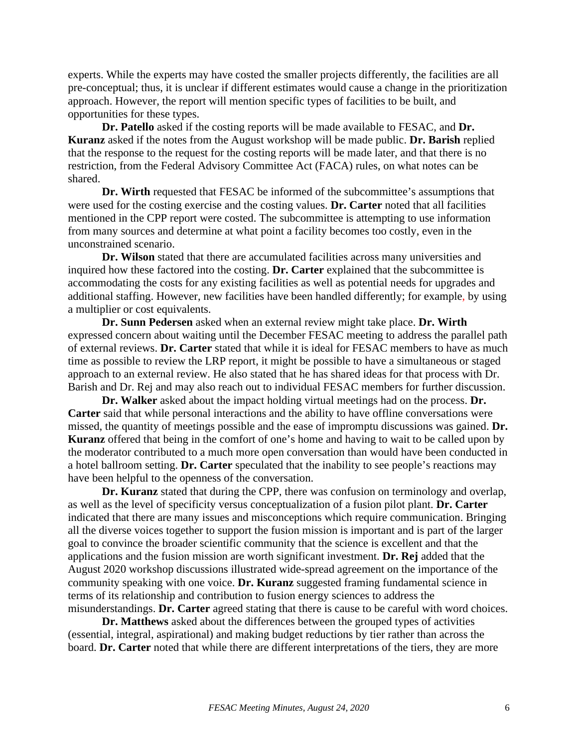experts. While the experts may have costed the smaller projects differently, the facilities are all pre-conceptual; thus, it is unclear if different estimates would cause a change in the prioritization approach. However, the report will mention specific types of facilities to be built, and opportunities for these types.

**Dr. Patello** asked if the costing reports will be made available to FESAC, and **Dr. Kuranz** asked if the notes from the August workshop will be made public. **Dr. Barish** replied that the response to the request for the costing reports will be made later, and that there is no restriction, from the Federal Advisory Committee Act (FACA) rules, on what notes can be shared.

**Dr. Wirth** requested that FESAC be informed of the subcommittee's assumptions that were used for the costing exercise and the costing values. **Dr. Carter** noted that all facilities mentioned in the CPP report were costed. The subcommittee is attempting to use information from many sources and determine at what point a facility becomes too costly, even in the unconstrained scenario.

**Dr. Wilson** stated that there are accumulated facilities across many universities and inquired how these factored into the costing. **Dr. Carter** explained that the subcommittee is accommodating the costs for any existing facilities as well as potential needs for upgrades and additional staffing. However, new facilities have been handled differently; for example, by using a multiplier or cost equivalents.

**Dr. Sunn Pedersen** asked when an external review might take place. **Dr. Wirth** expressed concern about waiting until the December FESAC meeting to address the parallel path of external reviews. **Dr. Carter** stated that while it is ideal for FESAC members to have as much time as possible to review the LRP report, it might be possible to have a simultaneous or staged approach to an external review. He also stated that he has shared ideas for that process with Dr. Barish and Dr. Rej and may also reach out to individual FESAC members for further discussion.

**Dr. Walker** asked about the impact holding virtual meetings had on the process. **Dr. Carter** said that while personal interactions and the ability to have offline conversations were missed, the quantity of meetings possible and the ease of impromptu discussions was gained. **Dr. Kuranz** offered that being in the comfort of one's home and having to wait to be called upon by the moderator contributed to a much more open conversation than would have been conducted in a hotel ballroom setting. **Dr. Carter** speculated that the inability to see people's reactions may have been helpful to the openness of the conversation.

**Dr. Kuranz** stated that during the CPP, there was confusion on terminology and overlap, as well as the level of specificity versus conceptualization of a fusion pilot plant. **Dr. Carter** indicated that there are many issues and misconceptions which require communication. Bringing all the diverse voices together to support the fusion mission is important and is part of the larger goal to convince the broader scientific community that the science is excellent and that the applications and the fusion mission are worth significant investment. **Dr. Rej** added that the August 2020 workshop discussions illustrated wide-spread agreement on the importance of the community speaking with one voice. **Dr. Kuranz** suggested framing fundamental science in terms of its relationship and contribution to fusion energy sciences to address the misunderstandings. **Dr. Carter** agreed stating that there is cause to be careful with word choices.

**Dr. Matthews** asked about the differences between the grouped types of activities (essential, integral, aspirational) and making budget reductions by tier rather than across the board. **Dr. Carter** noted that while there are different interpretations of the tiers, they are more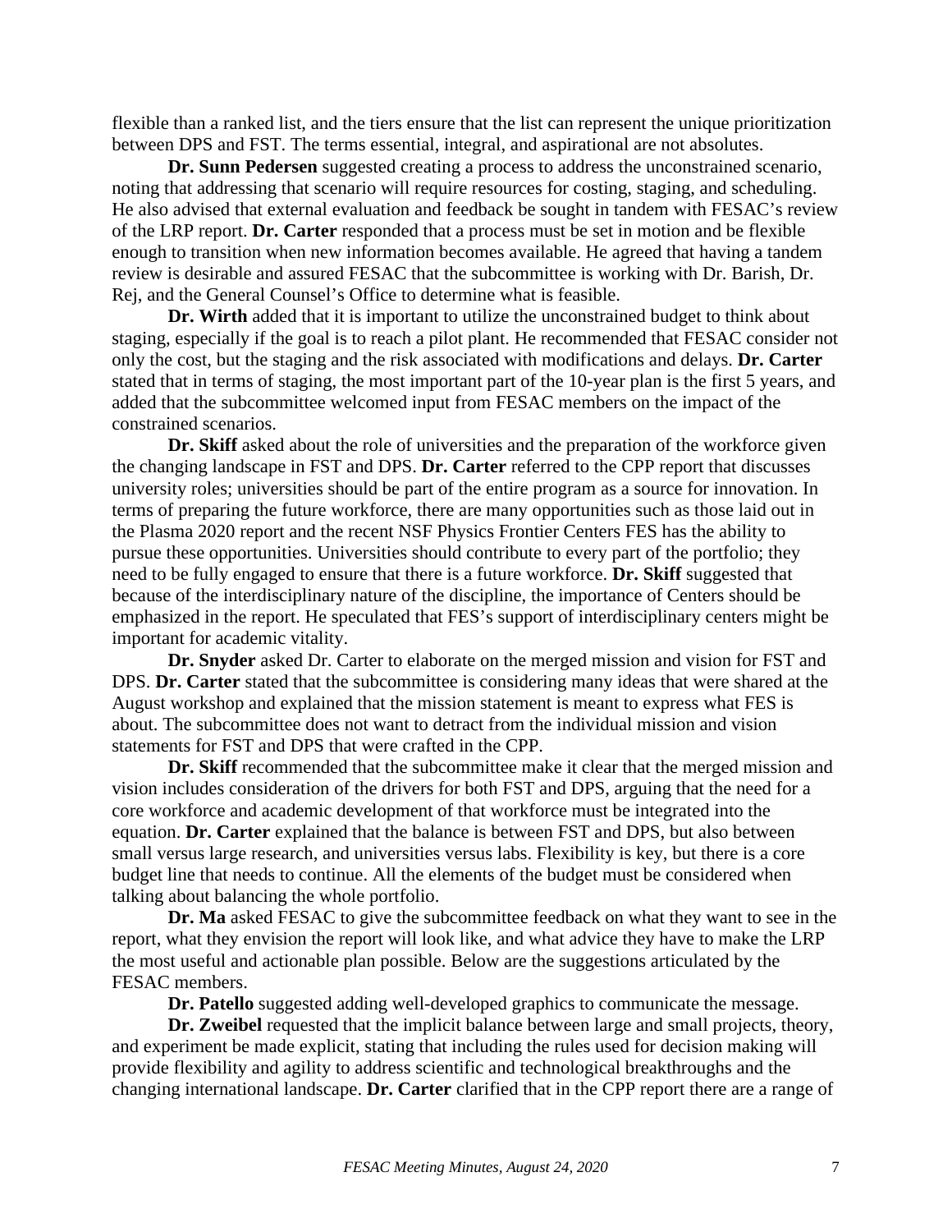flexible than a ranked list, and the tiers ensure that the list can represent the unique prioritization between DPS and FST. The terms essential, integral, and aspirational are not absolutes.

**Dr. Sunn Pedersen** suggested creating a process to address the unconstrained scenario, noting that addressing that scenario will require resources for costing, staging, and scheduling. He also advised that external evaluation and feedback be sought in tandem with FESAC's review of the LRP report. **Dr. Carter** responded that a process must be set in motion and be flexible enough to transition when new information becomes available. He agreed that having a tandem review is desirable and assured FESAC that the subcommittee is working with Dr. Barish, Dr. Rej, and the General Counsel's Office to determine what is feasible.

**Dr. Wirth** added that it is important to utilize the unconstrained budget to think about staging, especially if the goal is to reach a pilot plant. He recommended that FESAC consider not only the cost, but the staging and the risk associated with modifications and delays. **Dr. Carter** stated that in terms of staging, the most important part of the 10-year plan is the first 5 years, and added that the subcommittee welcomed input from FESAC members on the impact of the constrained scenarios.

**Dr. Skiff** asked about the role of universities and the preparation of the workforce given the changing landscape in FST and DPS. **Dr. Carter** referred to the CPP report that discusses university roles; universities should be part of the entire program as a source for innovation. In terms of preparing the future workforce, there are many opportunities such as those laid out in the Plasma 2020 report and the recent NSF Physics Frontier Centers FES has the ability to pursue these opportunities. Universities should contribute to every part of the portfolio; they need to be fully engaged to ensure that there is a future workforce. **Dr. Skiff** suggested that because of the interdisciplinary nature of the discipline, the importance of Centers should be emphasized in the report. He speculated that FES's support of interdisciplinary centers might be important for academic vitality.

**Dr. Snyder** asked Dr. Carter to elaborate on the merged mission and vision for FST and DPS. **Dr. Carter** stated that the subcommittee is considering many ideas that were shared at the August workshop and explained that the mission statement is meant to express what FES is about. The subcommittee does not want to detract from the individual mission and vision statements for FST and DPS that were crafted in the CPP.

**Dr. Skiff** recommended that the subcommittee make it clear that the merged mission and vision includes consideration of the drivers for both FST and DPS, arguing that the need for a core workforce and academic development of that workforce must be integrated into the equation. **Dr. Carter** explained that the balance is between FST and DPS, but also between small versus large research, and universities versus labs. Flexibility is key, but there is a core budget line that needs to continue. All the elements of the budget must be considered when talking about balancing the whole portfolio.

**Dr. Ma** asked FESAC to give the subcommittee feedback on what they want to see in the report, what they envision the report will look like, and what advice they have to make the LRP the most useful and actionable plan possible. Below are the suggestions articulated by the FESAC members.

**Dr. Patello** suggested adding well-developed graphics to communicate the message.

**Dr. Zweibel** requested that the implicit balance between large and small projects, theory, and experiment be made explicit, stating that including the rules used for decision making will provide flexibility and agility to address scientific and technological breakthroughs and the changing international landscape. **Dr. Carter** clarified that in the CPP report there are a range of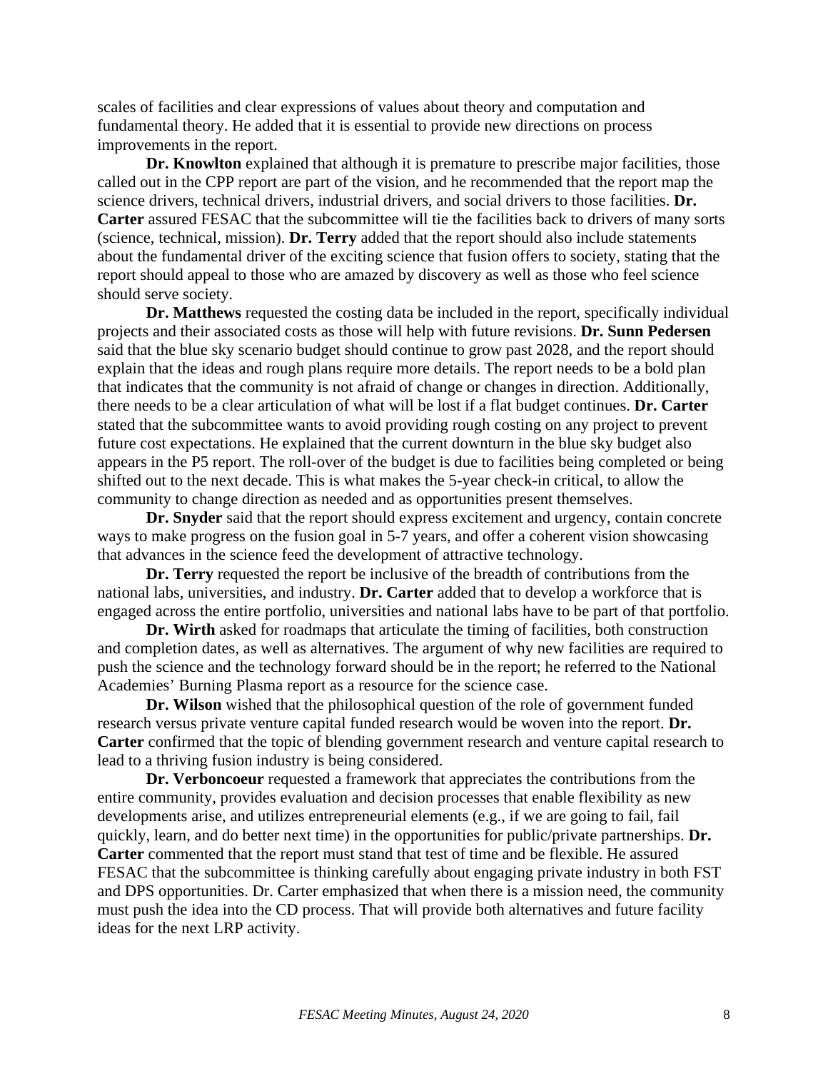scales of facilities and clear expressions of values about theory and computation and fundamental theory. He added that it is essential to provide new directions on process improvements in the report.

**Dr. Knowlton** explained that although it is premature to prescribe major facilities, those called out in the CPP report are part of the vision, and he recommended that the report map the science drivers, technical drivers, industrial drivers, and social drivers to those facilities. **Dr. Carter** assured FESAC that the subcommittee will tie the facilities back to drivers of many sorts (science, technical, mission). **Dr. Terry** added that the report should also include statements about the fundamental driver of the exciting science that fusion offers to society, stating that the report should appeal to those who are amazed by discovery as well as those who feel science should serve society.

**Dr. Matthews** requested the costing data be included in the report, specifically individual projects and their associated costs as those will help with future revisions. **Dr. Sunn Pedersen** said that the blue sky scenario budget should continue to grow past 2028, and the report should explain that the ideas and rough plans require more details. The report needs to be a bold plan that indicates that the community is not afraid of change or changes in direction. Additionally, there needs to be a clear articulation of what will be lost if a flat budget continues. **Dr. Carter** stated that the subcommittee wants to avoid providing rough costing on any project to prevent future cost expectations. He explained that the current downturn in the blue sky budget also appears in the P5 report. The roll-over of the budget is due to facilities being completed or being shifted out to the next decade. This is what makes the 5-year check-in critical, to allow the community to change direction as needed and as opportunities present themselves.

**Dr. Snyder** said that the report should express excitement and urgency, contain concrete ways to make progress on the fusion goal in 5-7 years, and offer a coherent vision showcasing that advances in the science feed the development of attractive technology.

**Dr. Terry** requested the report be inclusive of the breadth of contributions from the national labs, universities, and industry. **Dr. Carter** added that to develop a workforce that is engaged across the entire portfolio, universities and national labs have to be part of that portfolio.

**Dr. Wirth** asked for roadmaps that articulate the timing of facilities, both construction and completion dates, as well as alternatives. The argument of why new facilities are required to push the science and the technology forward should be in the report; he referred to the National Academies' Burning Plasma report as a resource for the science case.

**Dr. Wilson** wished that the philosophical question of the role of government funded research versus private venture capital funded research would be woven into the report. **Dr. Carter** confirmed that the topic of blending government research and venture capital research to lead to a thriving fusion industry is being considered.

**Dr. Verboncoeur** requested a framework that appreciates the contributions from the entire community, provides evaluation and decision processes that enable flexibility as new developments arise, and utilizes entrepreneurial elements (e.g., if we are going to fail, fail quickly, learn, and do better next time) in the opportunities for public/private partnerships. **Dr. Carter** commented that the report must stand that test of time and be flexible. He assured FESAC that the subcommittee is thinking carefully about engaging private industry in both FST and DPS opportunities. Dr. Carter emphasized that when there is a mission need, the community must push the idea into the CD process. That will provide both alternatives and future facility ideas for the next LRP activity.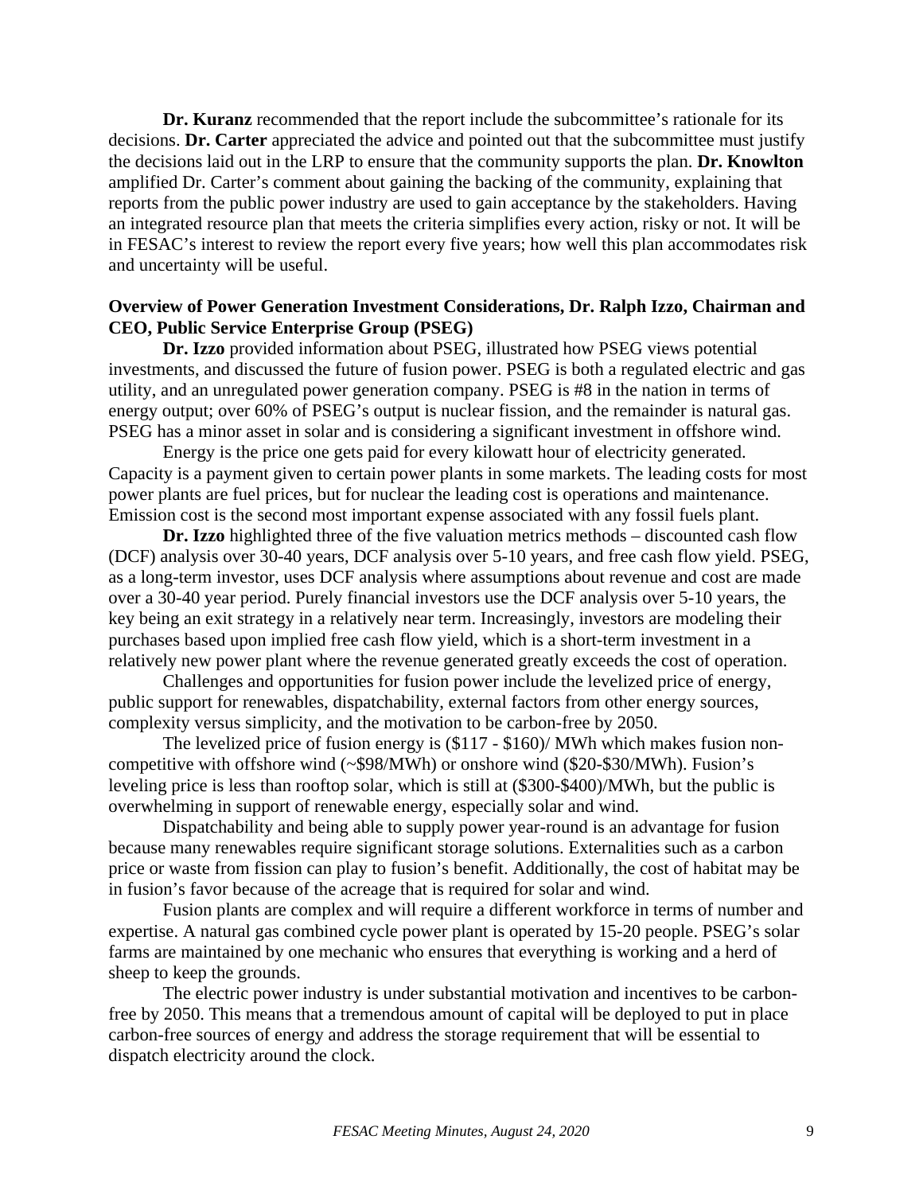**Dr. Kuranz** recommended that the report include the subcommittee's rationale for its decisions. **Dr. Carter** appreciated the advice and pointed out that the subcommittee must justify the decisions laid out in the LRP to ensure that the community supports the plan. **Dr. Knowlton** amplified Dr. Carter's comment about gaining the backing of the community, explaining that reports from the public power industry are used to gain acceptance by the stakeholders. Having an integrated resource plan that meets the criteria simplifies every action, risky or not. It will be in FESAC's interest to review the report every five years; how well this plan accommodates risk and uncertainty will be useful.

**Overview of Power Generation Investment Considerations, Dr. Ralph Izzo, Chairman and CEO, Public Service Enterprise Group (PSEG)**

**Dr. Izzo** provided information about PSEG, illustrated how PSEG views potential investments, and discussed the future of fusion power. PSEG is both a regulated electric and gas utility, and an unregulated power generation company. PSEG is #8 in the nation in terms of energy output; over 60% of PSEG's output is nuclear fission, and the remainder is natural gas. PSEG has a minor asset in solar and is considering a significant investment in offshore wind.

Energy is the price one gets paid for every kilowatt hour of electricity generated. Capacity is a payment given to certain power plants in some markets. The leading costs for most power plants are fuel prices, but for nuclear the leading cost is operations and maintenance. Emission cost is the second most important expense associated with any fossil fuels plant.

**Dr. Izzo** highlighted three of the five valuation metrics methods – discounted cash flow (DCF) analysis over 30-40 years, DCF analysis over 5-10 years, and free cash flow yield. PSEG, as a long-term investor, uses DCF analysis where assumptions about revenue and cost are made over a 30-40 year period. Purely financial investors use the DCF analysis over 5-10 years, the key being an exit strategy in a relatively near term. Increasingly, investors are modeling their purchases based upon implied free cash flow yield, which is a short-term investment in a relatively new power plant where the revenue generated greatly exceeds the cost of operation.

Challenges and opportunities for fusion power include the levelized price of energy, public support for renewables, dispatchability, external factors from other energy sources, complexity versus simplicity, and the motivation to be carbon-free by 2050.

The levelized price of fusion energy is ($117 - $160)/ MWh which makes fusion non-competitive with offshore wind (~$98/MWh) or onshore wind ($20-$30/MWh). Fusion's leveling price is less than rooftop solar, which is still at ($300-$400)/MWh, but the public is overwhelming in support of renewable energy, especially solar and wind.

Dispatchability and being able to supply power year-round is an advantage for fusion because many renewables require significant storage solutions. Externalities such as a carbon price or waste from fission can play to fusion's benefit. Additionally, the cost of habitat may be in fusion's favor because of the acreage that is required for solar and wind.

Fusion plants are complex and will require a different workforce in terms of number and expertise. A natural gas combined cycle power plant is operated by 15-20 people. PSEG's solar farms are maintained by one mechanic who ensures that everything is working and a herd of sheep to keep the grounds.

The electric power industry is under substantial motivation and incentives to be carbon-free by 2050. This means that a tremendous amount of capital will be deployed to put in place carbon-free sources of energy and address the storage requirement that will be essential to dispatch electricity around the clock.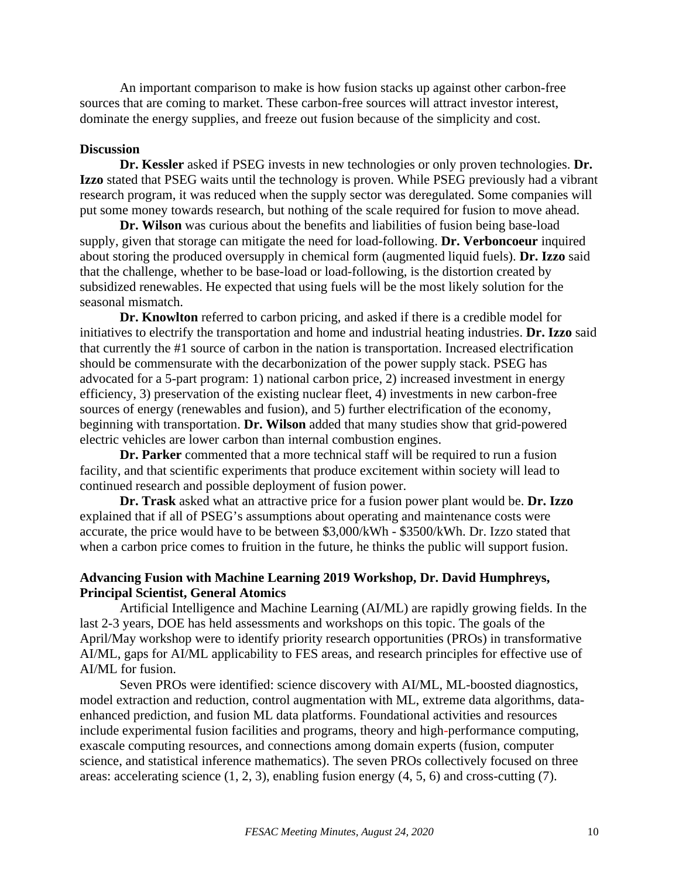An important comparison to make is how fusion stacks up against other carbon-free sources that are coming to market. These carbon-free sources will attract investor interest, dominate the energy supplies, and freeze out fusion because of the simplicity and cost.

**Discussion**

**Dr. Kessler** asked if PSEG invests in new technologies or only proven technologies. **Dr. Izzo** stated that PSEG waits until the technology is proven. While PSEG previously had a vibrant research program, it was reduced when the supply sector was deregulated. Some companies will put some money towards research, but nothing of the scale required for fusion to move ahead.

**Dr. Wilson** was curious about the benefits and liabilities of fusion being base-load supply, given that storage can mitigate the need for load-following. **Dr. Verboncoeur** inquired about storing the produced oversupply in chemical form (augmented liquid fuels). **Dr. Izzo** said that the challenge, whether to be base-load or load-following, is the distortion created by subsidized renewables. He expected that using fuels will be the most likely solution for the seasonal mismatch.

**Dr. Knowlton** referred to carbon pricing, and asked if there is a credible model for initiatives to electrify the transportation and home and industrial heating industries. **Dr. Izzo** said that currently the #1 source of carbon in the nation is transportation. Increased electrification should be commensurate with the decarbonization of the power supply stack. PSEG has advocated for a 5-part program: 1) national carbon price, 2) increased investment in energy efficiency, 3) preservation of the existing nuclear fleet, 4) investments in new carbon-free sources of energy (renewables and fusion), and 5) further electrification of the economy, beginning with transportation. **Dr. Wilson** added that many studies show that grid-powered electric vehicles are lower carbon than internal combustion engines.

**Dr. Parker** commented that a more technical staff will be required to run a fusion facility, and that scientific experiments that produce excitement within society will lead to continued research and possible deployment of fusion power.

**Dr. Trask** asked what an attractive price for a fusion power plant would be. **Dr. Izzo** explained that if all of PSEG's assumptions about operating and maintenance costs were accurate, the price would have to be between \$3,000/kWh - \$3500/kWh. Dr. Izzo stated that when a carbon price comes to fruition in the future, he thinks the public will support fusion.

**Advancing Fusion with Machine Learning 2019 Workshop, Dr. David Humphreys, Principal Scientist, General Atomics**

Artificial Intelligence and Machine Learning (AI/ML) are rapidly growing fields. In the last 2-3 years, DOE has held assessments and workshops on this topic. The goals of the April/May workshop were to identify priority research opportunities (PROs) in transformative AI/ML, gaps for AI/ML applicability to FES areas, and research principles for effective use of AI/ML for fusion.

Seven PROs were identified: science discovery with AI/ML, ML-boosted diagnostics, model extraction and reduction, control augmentation with ML, extreme data algorithms, data-enhanced prediction, and fusion ML data platforms. Foundational activities and resources include experimental fusion facilities and programs, theory and high-performance computing, exascale computing resources, and connections among domain experts (fusion, computer science, and statistical inference mathematics). The seven PROs collectively focused on three areas: accelerating science (1, 2, 3), enabling fusion energy (4, 5, 6) and cross-cutting (7).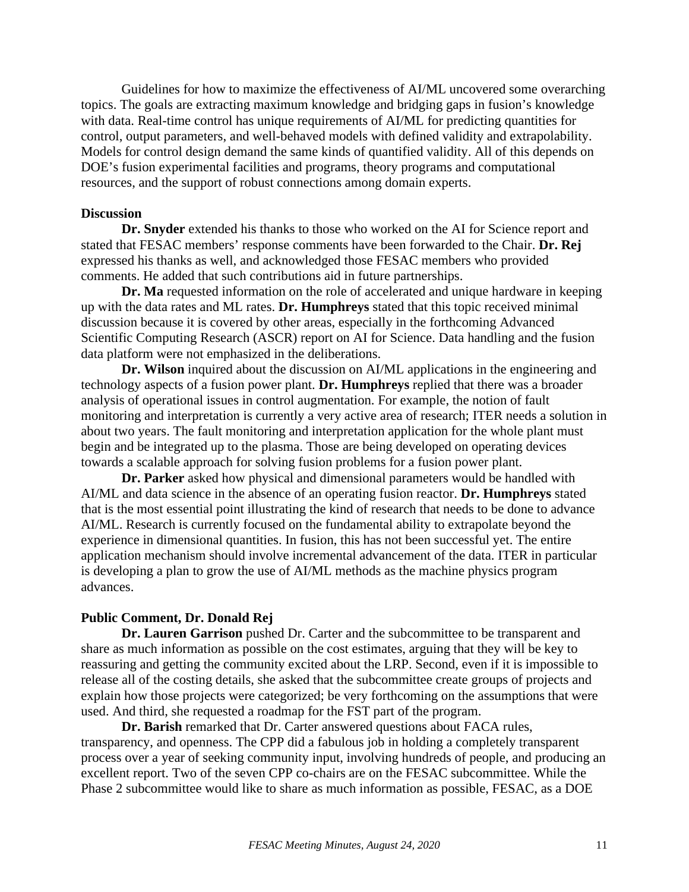Guidelines for how to maximize the effectiveness of AI/ML uncovered some overarching topics. The goals are extracting maximum knowledge and bridging gaps in fusion's knowledge with data. Real-time control has unique requirements of AI/ML for predicting quantities for control, output parameters, and well-behaved models with defined validity and extrapolability. Models for control design demand the same kinds of quantified validity. All of this depends on DOE's fusion experimental facilities and programs, theory programs and computational resources, and the support of robust connections among domain experts.

**Discussion**

**Dr. Snyder** extended his thanks to those who worked on the AI for Science report and stated that FESAC members' response comments have been forwarded to the Chair. **Dr. Rej** expressed his thanks as well, and acknowledged those FESAC members who provided comments. He added that such contributions aid in future partnerships.

**Dr. Ma** requested information on the role of accelerated and unique hardware in keeping up with the data rates and ML rates. **Dr. Humphreys** stated that this topic received minimal discussion because it is covered by other areas, especially in the forthcoming Advanced Scientific Computing Research (ASCR) report on AI for Science. Data handling and the fusion data platform were not emphasized in the deliberations.

**Dr. Wilson** inquired about the discussion on AI/ML applications in the engineering and technology aspects of a fusion power plant. **Dr. Humphreys** replied that there was a broader analysis of operational issues in control augmentation. For example, the notion of fault monitoring and interpretation is currently a very active area of research; ITER needs a solution in about two years. The fault monitoring and interpretation application for the whole plant must begin and be integrated up to the plasma. Those are being developed on operating devices towards a scalable approach for solving fusion problems for a fusion power plant.

**Dr. Parker** asked how physical and dimensional parameters would be handled with AI/ML and data science in the absence of an operating fusion reactor. **Dr. Humphreys** stated that is the most essential point illustrating the kind of research that needs to be done to advance AI/ML. Research is currently focused on the fundamental ability to extrapolate beyond the experience in dimensional quantities. In fusion, this has not been successful yet. The entire application mechanism should involve incremental advancement of the data. ITER in particular is developing a plan to grow the use of AI/ML methods as the machine physics program advances.

**Public Comment, Dr. Donald Rej**

**Dr. Lauren Garrison** pushed Dr. Carter and the subcommittee to be transparent and share as much information as possible on the cost estimates, arguing that they will be key to reassuring and getting the community excited about the LRP. Second, even if it is impossible to release all of the costing details, she asked that the subcommittee create groups of projects and explain how those projects were categorized; be very forthcoming on the assumptions that were used. And third, she requested a roadmap for the FST part of the program.

**Dr. Barish** remarked that Dr. Carter answered questions about FACA rules, transparency, and openness. The CPP did a fabulous job in holding a completely transparent process over a year of seeking community input, involving hundreds of people, and producing an excellent report. Two of the seven CPP co-chairs are on the FESAC subcommittee. While the Phase 2 subcommittee would like to share as much information as possible, FESAC, as a DOE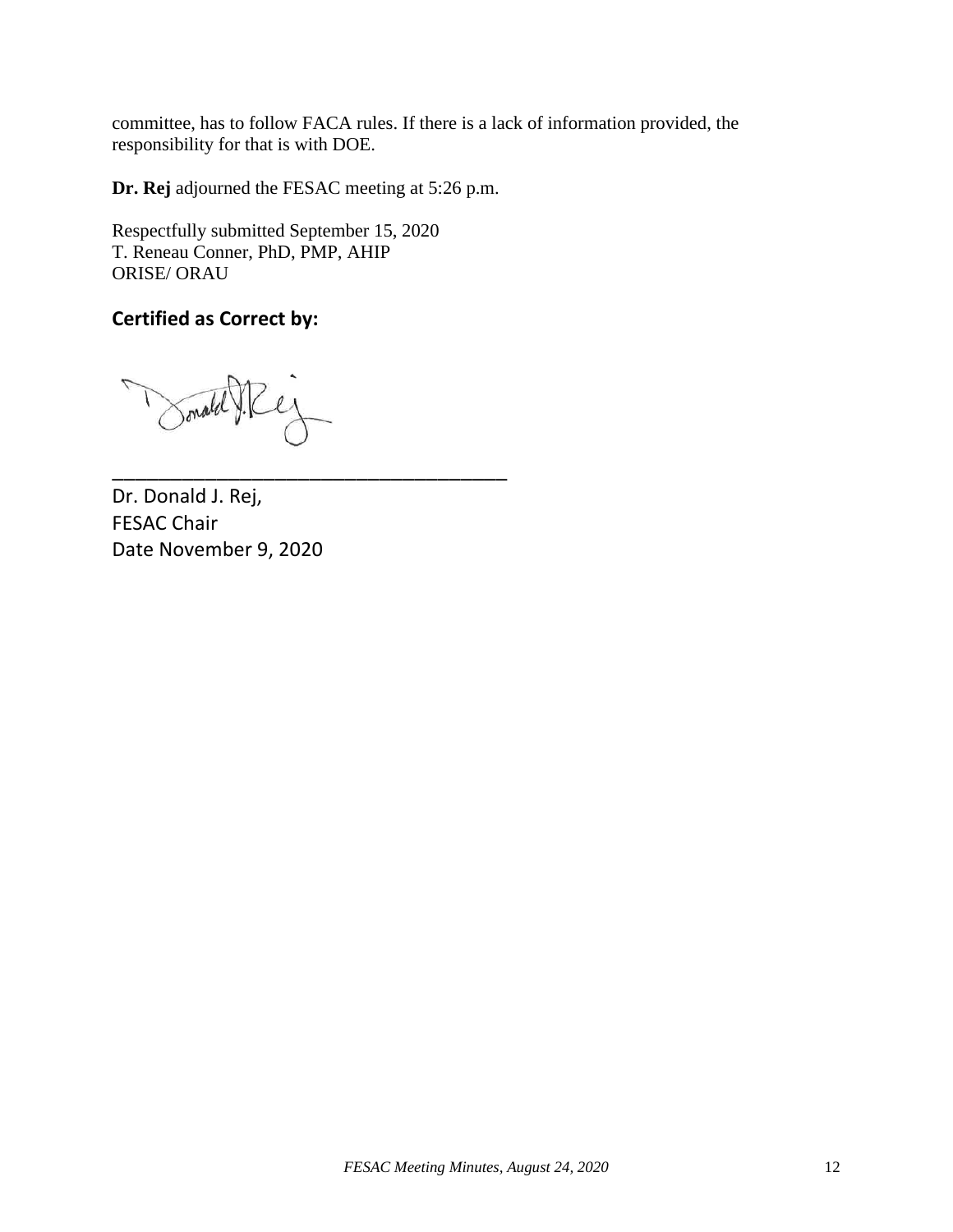committee, has to follow FACA rules. If there is a lack of information provided, the responsibility for that is with DOE.

**Dr. Rej** adjourned the FESAC meeting at 5:26 p.m.

Respectfully submitted September 15, 2020
T. Reneau Conner, PhD, PMP, AHIP
ORISE/ ORAU

**Certified as Correct by:**

\_\_\_\_\_\_\_\_\_\_\_\_\_\_\_\_\_\_\_\_\_\_\_\_\_\_\_\_\_\_\_\_\_\_\_\_\_\_\_\_

Dr. Donald J. Rej,
FESAC Chair
Date November 9, 2020